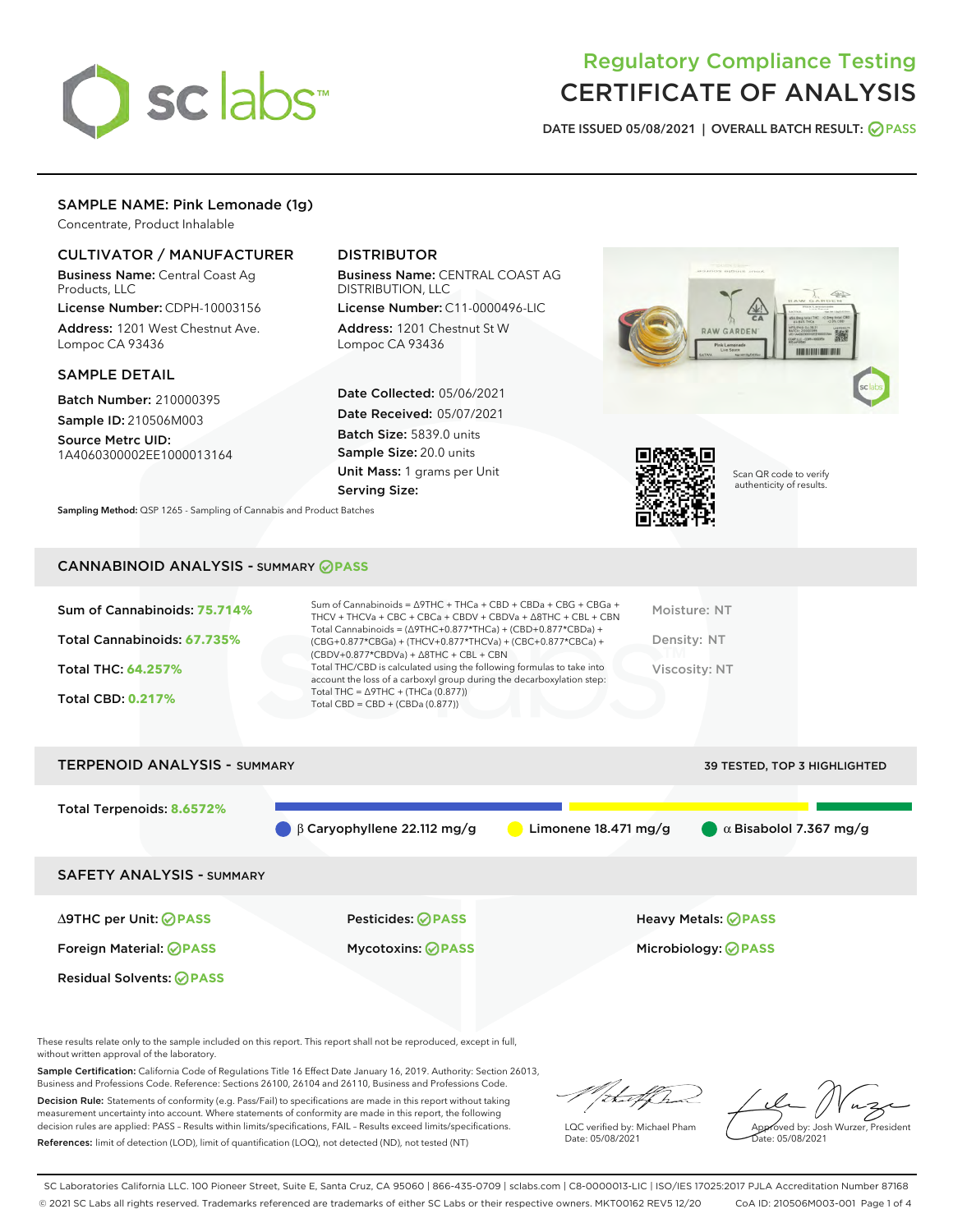# Regulatory Compliance Testing
# CERTIFICATE OF ANALYSIS

DATE ISSUED 05/08/2021 | OVERALL BATCH RESULT: PASS

## SAMPLE NAME: Pink Lemonade (1g)

Concentrate, Product Inhalable

### CULTIVATOR / MANUFACTURER

**Business Name:** Central Coast Ag Products, LLC

**License Number:** CDPH-10003156

**Address:** 1201 West Chestnut Ave. Lompoc CA 93436

### DISTRIBUTOR

**Business Name:** CENTRAL COAST AG DISTRIBUTION, LLC

**License Number:** C11-0000496-LIC

**Address:** 1201 Chestnut St W Lompoc CA 93436

### SAMPLE DETAIL

**Batch Number:** 210000395

**Sample ID:** 210506M003

**Source Metrc UID:** 1A4060300002EE1000013164

**Date Collected:** 05/06/2021

**Date Received:** 05/07/2021

**Batch Size:** 5839.0 units

**Sample Size:** 20.0 units

**Unit Mass:** 1 grams per Unit

**Serving Size:**

**Sampling Method:** QSP 1265 - Sampling of Cannabis and Product Batches

Scan QR code to verify authenticity of results.

## CANNABINOID ANALYSIS - SUMMARY PASS

Sum of Cannabinoids: **75.714%**

Total Cannabinoids: **67.735%**

Total THC: **64.257%**

Total CBD: **0.217%**

Sum of Cannabinoids = Δ9THC + THCa + CBD + CBDa + CBG + CBGa + THCV + THCVa + CBC + CBCa + CBDV + CBDVa + Δ8THC + CBL + CBN

Total Cannabinoids = (Δ9THC+0.877*THCa) + (CBD+0.877*CBDa) + (CBG+0.877*CBGa) + (THCV+0.877*THCVa) + (CBC+0.877*CBCa) + (CBDV+0.877*CBDVa) + Δ8THC + CBL + CBN

Total THC/CBD is calculated using the following formulas to take into account the loss of a carboxyl group during the decarboxylation step:

Total THC = Δ9THC + (THCa (0.877))

Total CBD = CBD + (CBDa (0.877))

Moisture: NT

Density: NT

Viscosity: NT

## TERPENOID ANALYSIS - SUMMARY

39 TESTED, TOP 3 HIGHLIGHTED

Total Terpenoids: **8.6572%**

β Caryophyllene 22.112 mg/g | Limonene 18.471 mg/g | α Bisabolol 7.367 mg/g

## SAFETY ANALYSIS - SUMMARY

| | | |
|---|---|---|
| Δ9THC per Unit: PASS | Pesticides: PASS | Heavy Metals: PASS |
| Foreign Material: PASS | Mycotoxins: PASS | Microbiology: PASS |
| Residual Solvents: PASS | | |

These results relate only to the sample included on this report. This report shall not be reproduced, except in full, without written approval of the laboratory.

**Sample Certification:** California Code of Regulations Title 16 Effect Date January 16, 2019. Authority: Section 26013, Business and Professions Code. Reference: Sections 26100, 26104 and 26110, Business and Professions Code.

**Decision Rule:** Statements of conformity (e.g. Pass/Fail) to specifications are made in this report without taking measurement uncertainty into account. Where statements of conformity are made in this report, the following decision rules are applied: PASS – Results within limits/specifications, FAIL – Results exceed limits/specifications.

**References:** limit of detection (LOD), limit of quantification (LOQ), not detected (ND), not tested (NT)

LQC verified by: Michael Pham
Date: 05/08/2021

Approved by: Josh Wurzer, President
Date: 05/08/2021

SC Laboratories California LLC. 100 Pioneer Street, Suite E, Santa Cruz, CA 95060 | 866-435-0709 | sclabs.com | C8-0000013-LIC | ISO/IES 17025:2017 PJLA Accreditation Number 87168
© 2021 SC Labs all rights reserved. Trademarks referenced are trademarks of either SC Labs or their respective owners. MKT00162 REV5 12/20 CoA ID: 210506M003-001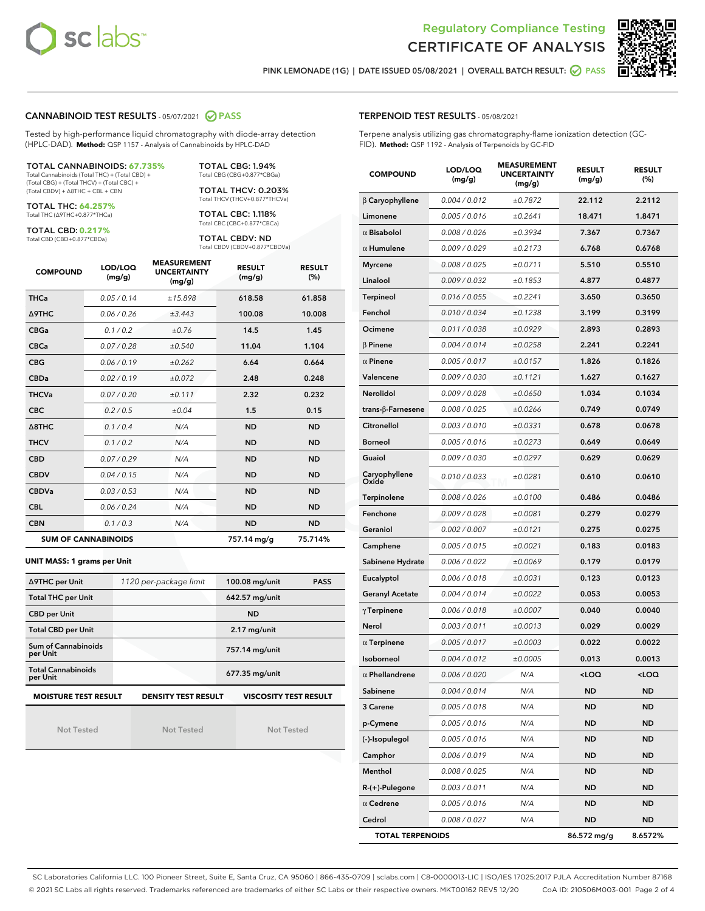Regulatory Compliance Testing
# CERTIFICATE OF ANALYSIS

PINK LEMONADE (1G) | DATE ISSUED 05/08/2021 | OVERALL BATCH RESULT: PASS

## CANNABINOID TEST RESULTS - 05/07/2021 PASS

Tested by high-performance liquid chromatography with diode-array detection (HPLC-DAD). **Method:** QSP 1157 - Analysis of Cannabinoids by HPLC-DAD

**TOTAL CANNABINOIDS: 67.735%**
Total Cannabinoids (Total THC) + (Total CBD) + (Total CBG) + (Total THCV) + (Total CBC) + (Total CBDV) + Δ8THC + CBL + CBN

**TOTAL THC: 64.257%**
Total THC (Δ9THC+0.877*THCa)

**TOTAL CBD: 0.217%**
Total CBD (CBD+0.877*CBDa)

**TOTAL CBG: 1.94%**
Total CBG (CBG+0.877*CBGa)

**TOTAL THCV: 0.203%**
Total THCV (THCV+0.877*THCVa)

**TOTAL CBC: 1.118%**
Total CBC (CBC+0.877*CBCa)

**TOTAL CBDV: ND**
Total CBDV (CBDV+0.877*CBDVa)

| COMPOUND | LOD/LOQ (mg/g) | MEASUREMENT UNCERTAINTY (mg/g) | RESULT (mg/g) | RESULT (%) |
|---|---|---|---|---|
| THCa | 0.05 / 0.14 | ±15.898 | 618.58 | 61.858 |
| Δ9THC | 0.06 / 0.26 | ±3.443 | 100.08 | 10.008 |
| CBGa | 0.1 / 0.2 | ±0.76 | 14.5 | 1.45 |
| CBCa | 0.07 / 0.28 | ±0.540 | 11.04 | 1.104 |
| CBG | 0.06 / 0.19 | ±0.262 | 6.64 | 0.664 |
| CBDa | 0.02 / 0.19 | ±0.072 | 2.48 | 0.248 |
| THCVa | 0.07 / 0.20 | ±0.111 | 2.32 | 0.232 |
| CBC | 0.2 / 0.5 | ±0.04 | 1.5 | 0.15 |
| Δ8THC | 0.1 / 0.4 | N/A | ND | ND |
| THCV | 0.1 / 0.2 | N/A | ND | ND |
| CBD | 0.07 / 0.29 | N/A | ND | ND |
| CBDV | 0.04 / 0.15 | N/A | ND | ND |
| CBDVa | 0.03 / 0.53 | N/A | ND | ND |
| CBL | 0.06 / 0.24 | N/A | ND | ND |
| CBN | 0.1 / 0.3 | N/A | ND | ND |
| **SUM OF CANNABINOIDS** | | | **757.14 mg/g** | **75.714%** |

**UNIT MASS: 1 grams per Unit**

| | | | |
|---|---|---|---|
| Δ9THC per Unit | 1120 per-package limit | 100.08 mg/unit | PASS |
| Total THC per Unit | | 642.57 mg/unit | |
| CBD per Unit | | ND | |
| Total CBD per Unit | | 2.17 mg/unit | |
| Sum of Cannabinoids per Unit | | 757.14 mg/unit | |
| Total Cannabinoids per Unit | | 677.35 mg/unit | |

| MOISTURE TEST RESULT | DENSITY TEST RESULT | VISCOSITY TEST RESULT |
|---|---|---|
| Not Tested | Not Tested | Not Tested |

## TERPENOID TEST RESULTS - 05/08/2021

Terpene analysis utilizing gas chromatography-flame ionization detection (GC-FID). **Method:** QSP 1192 - Analysis of Terpenoids by GC-FID

| COMPOUND | LOD/LOQ (mg/g) | MEASUREMENT UNCERTAINTY (mg/g) | RESULT (mg/g) | RESULT (%) |
|---|---|---|---|---|
| β Caryophyllene | 0.004 / 0.012 | ±0.7872 | 22.112 | 2.2112 |
| Limonene | 0.005 / 0.016 | ±0.2641 | 18.471 | 1.8471 |
| α Bisabolol | 0.008 / 0.026 | ±0.3934 | 7.367 | 0.7367 |
| α Humulene | 0.009 / 0.029 | ±0.2173 | 6.768 | 0.6768 |
| Myrcene | 0.008 / 0.025 | ±0.0711 | 5.510 | 0.5510 |
| Linalool | 0.009 / 0.032 | ±0.1853 | 4.877 | 0.4877 |
| Terpineol | 0.016 / 0.055 | ±0.2241 | 3.650 | 0.3650 |
| Fenchol | 0.010 / 0.034 | ±0.1238 | 3.199 | 0.3199 |
| Ocimene | 0.011 / 0.038 | ±0.0929 | 2.893 | 0.2893 |
| β Pinene | 0.004 / 0.014 | ±0.0258 | 2.241 | 0.2241 |
| α Pinene | 0.005 / 0.017 | ±0.0157 | 1.826 | 0.1826 |
| Valencene | 0.009 / 0.030 | ±0.1121 | 1.627 | 0.1627 |
| Nerolidol | 0.009 / 0.028 | ±0.0650 | 1.034 | 0.1034 |
| trans-β-Farnesene | 0.008 / 0.025 | ±0.0266 | 0.749 | 0.0749 |
| Citronellol | 0.003 / 0.010 | ±0.0331 | 0.678 | 0.0678 |
| Borneol | 0.005 / 0.016 | ±0.0273 | 0.649 | 0.0649 |
| Guaiol | 0.009 / 0.030 | ±0.0297 | 0.629 | 0.0629 |
| Caryophyllene Oxide | 0.010 / 0.033 | ±0.0281 | 0.610 | 0.0610 |
| Terpinolene | 0.008 / 0.026 | ±0.0100 | 0.486 | 0.0486 |
| Fenchone | 0.009 / 0.028 | ±0.0081 | 0.279 | 0.0279 |
| Geraniol | 0.002 / 0.007 | ±0.0121 | 0.275 | 0.0275 |
| Camphene | 0.005 / 0.015 | ±0.0021 | 0.183 | 0.0183 |
| Sabinene Hydrate | 0.006 / 0.022 | ±0.0069 | 0.179 | 0.0179 |
| Eucalyptol | 0.006 / 0.018 | ±0.0031 | 0.123 | 0.0123 |
| Geranyl Acetate | 0.004 / 0.014 | ±0.0022 | 0.053 | 0.0053 |
| γ Terpinene | 0.006 / 0.018 | ±0.0007 | 0.040 | 0.0040 |
| Nerol | 0.003 / 0.011 | ±0.0013 | 0.029 | 0.0029 |
| α Terpinene | 0.005 / 0.017 | ±0.0003 | 0.022 | 0.0022 |
| Isoborneol | 0.004 / 0.012 | ±0.0005 | 0.013 | 0.0013 |
| α Phellandrene | 0.006 / 0.020 | N/A | <LOQ | <LOQ |
| Sabinene | 0.004 / 0.014 | N/A | ND | ND |
| 3 Carene | 0.005 / 0.018 | N/A | ND | ND |
| p-Cymene | 0.005 / 0.016 | N/A | ND | ND |
| (-)-Isopulegol | 0.005 / 0.016 | N/A | ND | ND |
| Camphor | 0.006 / 0.019 | N/A | ND | ND |
| Menthol | 0.008 / 0.025 | N/A | ND | ND |
| R-(+)-Pulegone | 0.003 / 0.011 | N/A | ND | ND |
| α Cedrene | 0.005 / 0.016 | N/A | ND | ND |
| Cedrol | 0.008 / 0.027 | N/A | ND | ND |
| **TOTAL TERPENOIDS** | | | **86.572 mg/g** | **8.6572%** |

SC Laboratories California LLC. 100 Pioneer Street, Suite E, Santa Cruz, CA 95060 | 866-435-0709 | sclabs.com | C8-0000013-LIC | ISO/IES 17025:2017 PJLA Accreditation Number 87168
© 2021 SC Labs all rights reserved. Trademarks referenced are trademarks of either SC Labs or their respective owners. MKT00162 REV5 12/20 CoA ID: 210506M003-001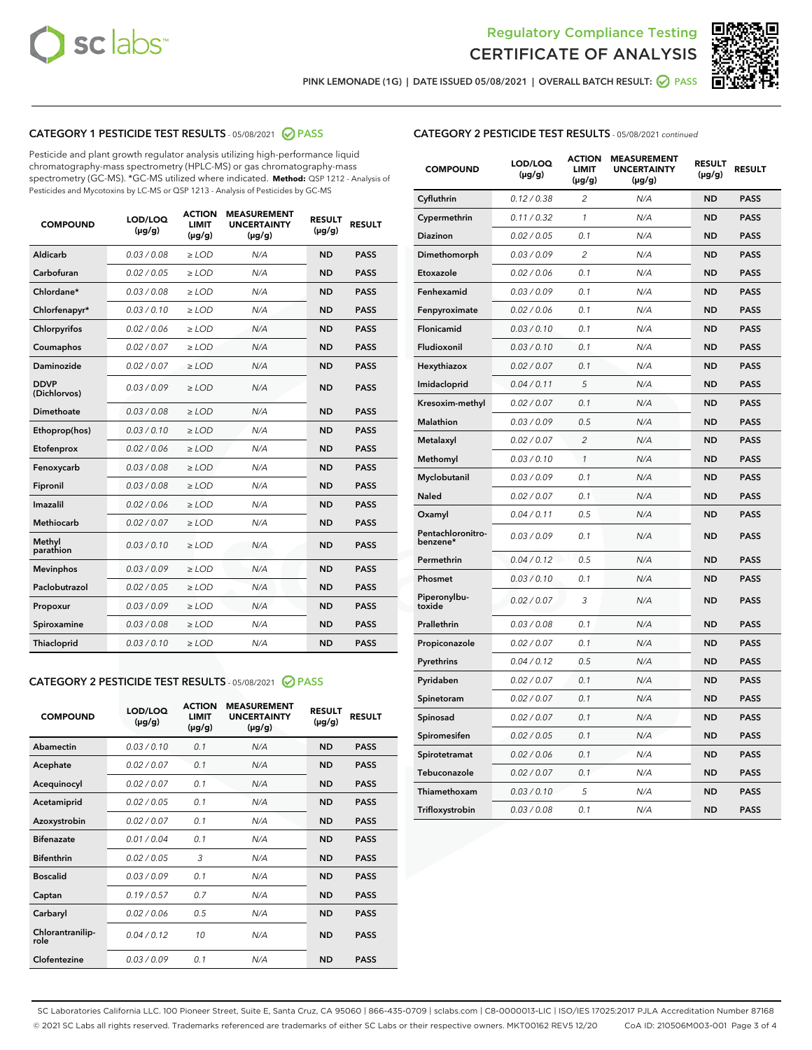Regulatory Compliance Testing
CERTIFICATE OF ANALYSIS

PINK LEMONADE (1G) | DATE ISSUED 05/08/2021 | OVERALL BATCH RESULT: PASS

## CATEGORY 1 PESTICIDE TEST RESULTS - 05/08/2021 PASS

Pesticide and plant growth regulator analysis utilizing high-performance liquid chromatography-mass spectrometry (HPLC-MS) or gas chromatography-mass spectrometry (GC-MS). *GC-MS utilized where indicated. **Method:** QSP 1212 - Analysis of Pesticides and Mycotoxins by LC-MS or QSP 1213 - Analysis of Pesticides by GC-MS

| COMPOUND | LOD/LOQ (µg/g) | ACTION LIMIT (µg/g) | MEASUREMENT UNCERTAINTY (µg/g) | RESULT (µg/g) | RESULT |
|---|---|---|---|---|---|
| Aldicarb | 0.03 / 0.08 | ≥ LOD | N/A | ND | PASS |
| Carbofuran | 0.02 / 0.05 | ≥ LOD | N/A | ND | PASS |
| Chlordane* | 0.03 / 0.08 | ≥ LOD | N/A | ND | PASS |
| Chlorfenapyr* | 0.03 / 0.10 | ≥ LOD | N/A | ND | PASS |
| Chlorpyrifos | 0.02 / 0.06 | ≥ LOD | N/A | ND | PASS |
| Coumaphos | 0.02 / 0.07 | ≥ LOD | N/A | ND | PASS |
| Daminozide | 0.02 / 0.07 | ≥ LOD | N/A | ND | PASS |
| DDVP (Dichlorvos) | 0.03 / 0.09 | ≥ LOD | N/A | ND | PASS |
| Dimethoate | 0.03 / 0.08 | ≥ LOD | N/A | ND | PASS |
| Ethoprop(hos) | 0.03 / 0.10 | ≥ LOD | N/A | ND | PASS |
| Etofenprox | 0.02 / 0.06 | ≥ LOD | N/A | ND | PASS |
| Fenoxycarb | 0.03 / 0.08 | ≥ LOD | N/A | ND | PASS |
| Fipronil | 0.03 / 0.08 | ≥ LOD | N/A | ND | PASS |
| Imazalil | 0.02 / 0.06 | ≥ LOD | N/A | ND | PASS |
| Methiocarb | 0.02 / 0.07 | ≥ LOD | N/A | ND | PASS |
| Methyl parathion | 0.03 / 0.10 | ≥ LOD | N/A | ND | PASS |
| Mevinphos | 0.03 / 0.09 | ≥ LOD | N/A | ND | PASS |
| Paclobutrazol | 0.02 / 0.05 | ≥ LOD | N/A | ND | PASS |
| Propoxur | 0.03 / 0.09 | ≥ LOD | N/A | ND | PASS |
| Spiroxamine | 0.03 / 0.08 | ≥ LOD | N/A | ND | PASS |
| Thiacloprid | 0.03 / 0.10 | ≥ LOD | N/A | ND | PASS |

## CATEGORY 2 PESTICIDE TEST RESULTS - 05/08/2021 PASS

| COMPOUND | LOD/LOQ (µg/g) | ACTION LIMIT (µg/g) | MEASUREMENT UNCERTAINTY (µg/g) | RESULT (µg/g) | RESULT |
|---|---|---|---|---|---|
| Abamectin | 0.03 / 0.10 | 0.1 | N/A | ND | PASS |
| Acephate | 0.02 / 0.07 | 0.1 | N/A | ND | PASS |
| Acequinocyl | 0.02 / 0.07 | 0.1 | N/A | ND | PASS |
| Acetamiprid | 0.02 / 0.05 | 0.1 | N/A | ND | PASS |
| Azoxystrobin | 0.02 / 0.07 | 0.1 | N/A | ND | PASS |
| Bifenazate | 0.01 / 0.04 | 0.1 | N/A | ND | PASS |
| Bifenthrin | 0.02 / 0.05 | 3 | N/A | ND | PASS |
| Boscalid | 0.03 / 0.09 | 0.1 | N/A | ND | PASS |
| Captan | 0.19 / 0.57 | 0.7 | N/A | ND | PASS |
| Carbaryl | 0.02 / 0.06 | 0.5 | N/A | ND | PASS |
| Chlorantraniliprole | 0.04 / 0.12 | 10 | N/A | ND | PASS |
| Clofentezine | 0.03 / 0.09 | 0.1 | N/A | ND | PASS |
| Cyfluthrin | 0.12 / 0.38 | 2 | N/A | ND | PASS |
| Cypermethrin | 0.11 / 0.32 | 1 | N/A | ND | PASS |
| Diazinon | 0.02 / 0.05 | 0.1 | N/A | ND | PASS |
| Dimethomorph | 0.03 / 0.09 | 2 | N/A | ND | PASS |
| Etoxazole | 0.02 / 0.06 | 0.1 | N/A | ND | PASS |
| Fenhexamid | 0.03 / 0.09 | 0.1 | N/A | ND | PASS |
| Fenpyroximate | 0.02 / 0.06 | 0.1 | N/A | ND | PASS |
| Flonicamid | 0.03 / 0.10 | 0.1 | N/A | ND | PASS |
| Fludioxonil | 0.03 / 0.10 | 0.1 | N/A | ND | PASS |
| Hexythiazox | 0.02 / 0.07 | 0.1 | N/A | ND | PASS |
| Imidacloprid | 0.04 / 0.11 | 5 | N/A | ND | PASS |
| Kresoxim-methyl | 0.02 / 0.07 | 0.1 | N/A | ND | PASS |
| Malathion | 0.03 / 0.09 | 0.5 | N/A | ND | PASS |
| Metalaxyl | 0.02 / 0.07 | 2 | N/A | ND | PASS |
| Methomyl | 0.03 / 0.10 | 1 | N/A | ND | PASS |
| Myclobutanil | 0.03 / 0.09 | 0.1 | N/A | ND | PASS |
| Naled | 0.02 / 0.07 | 0.1 | N/A | ND | PASS |
| Oxamyl | 0.04 / 0.11 | 0.5 | N/A | ND | PASS |
| Pentachloronitrobenzene* | 0.03 / 0.09 | 0.1 | N/A | ND | PASS |
| Permethrin | 0.04 / 0.12 | 0.5 | N/A | ND | PASS |
| Phosmet | 0.03 / 0.10 | 0.1 | N/A | ND | PASS |
| Piperonylbutoxide | 0.02 / 0.07 | 3 | N/A | ND | PASS |
| Prallethrin | 0.03 / 0.08 | 0.1 | N/A | ND | PASS |
| Propiconazole | 0.02 / 0.07 | 0.1 | N/A | ND | PASS |
| Pyrethrins | 0.04 / 0.12 | 0.5 | N/A | ND | PASS |
| Pyridaben | 0.02 / 0.07 | 0.1 | N/A | ND | PASS |
| Spinetoram | 0.02 / 0.07 | 0.1 | N/A | ND | PASS |
| Spinosad | 0.02 / 0.07 | 0.1 | N/A | ND | PASS |
| Spiromesifen | 0.02 / 0.05 | 0.1 | N/A | ND | PASS |
| Spirotetramat | 0.02 / 0.06 | 0.1 | N/A | ND | PASS |
| Tebuconazole | 0.02 / 0.07 | 0.1 | N/A | ND | PASS |
| Thiamethoxam | 0.03 / 0.10 | 5 | N/A | ND | PASS |
| Trifloxystrobin | 0.03 / 0.08 | 0.1 | N/A | ND | PASS |

SC Laboratories California LLC. 100 Pioneer Street, Suite E, Santa Cruz, CA 95060 | 866-435-0709 | sclabs.com | C8-0000013-LIC | ISO/IES 17025:2017 PJLA Accreditation Number 87168
© 2021 SC Labs all rights reserved. Trademarks referenced are trademarks of either SC Labs or their respective owners. MKT00162 REV5 12/20 CoA ID: 210506M003-001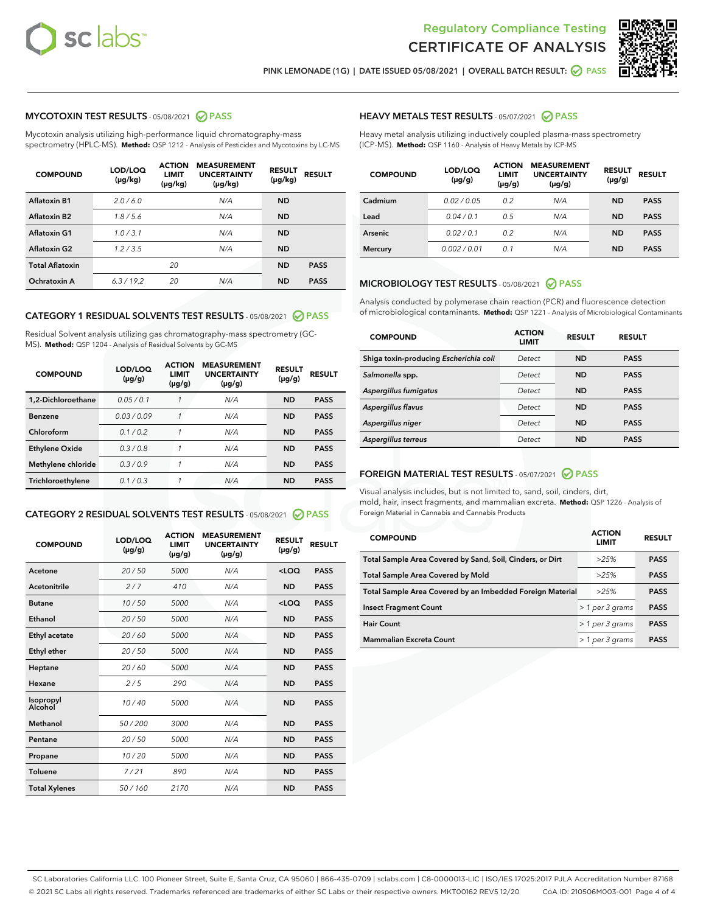Regulatory Compliance Testing

# CERTIFICATE OF ANALYSIS

PINK LEMONADE (1G) | DATE ISSUED 05/08/2021 | OVERALL BATCH RESULT: PASS

## MYCOTOXIN TEST RESULTS - 05/08/2021 PASS

Mycotoxin analysis utilizing high-performance liquid chromatography-mass spectrometry (HPLC-MS). **Method:** QSP 1212 - Analysis of Pesticides and Mycotoxins by LC-MS

| COMPOUND | LOD/LOQ (µg/kg) | ACTION LIMIT (µg/kg) | MEASUREMENT UNCERTAINTY (µg/kg) | RESULT (µg/kg) | RESULT |
|---|---|---|---|---|---|
| Aflatoxin B1 | 2.0 / 6.0 | | N/A | ND | |
| Aflatoxin B2 | 1.8 / 5.6 | | N/A | ND | |
| Aflatoxin G1 | 1.0 / 3.1 | | N/A | ND | |
| Aflatoxin G2 | 1.2 / 3.5 | | N/A | ND | |
| Total Aflatoxin | | 20 | | ND | PASS |
| Ochratoxin A | 6.3 / 19.2 | 20 | N/A | ND | PASS |

## CATEGORY 1 RESIDUAL SOLVENTS TEST RESULTS - 05/08/2021 PASS

Residual Solvent analysis utilizing gas chromatography-mass spectrometry (GC-MS). **Method:** QSP 1204 - Analysis of Residual Solvents by GC-MS

| COMPOUND | LOD/LOQ (µg/g) | ACTION LIMIT (µg/g) | MEASUREMENT UNCERTAINTY (µg/g) | RESULT (µg/g) | RESULT |
|---|---|---|---|---|---|
| 1,2-Dichloroethane | 0.05 / 0.1 | 1 | N/A | ND | PASS |
| Benzene | 0.03 / 0.09 | 1 | N/A | ND | PASS |
| Chloroform | 0.1 / 0.2 | 1 | N/A | ND | PASS |
| Ethylene Oxide | 0.3 / 0.8 | 1 | N/A | ND | PASS |
| Methylene chloride | 0.3 / 0.9 | 1 | N/A | ND | PASS |
| Trichloroethylene | 0.1 / 0.3 | 1 | N/A | ND | PASS |

## CATEGORY 2 RESIDUAL SOLVENTS TEST RESULTS - 05/08/2021 PASS

| COMPOUND | LOD/LOQ (µg/g) | ACTION LIMIT (µg/g) | MEASUREMENT UNCERTAINTY (µg/g) | RESULT (µg/g) | RESULT |
|---|---|---|---|---|---|
| Acetone | 20 / 50 | 5000 | N/A | <LOQ | PASS |
| Acetonitrile | 2 / 7 | 410 | N/A | ND | PASS |
| Butane | 10 / 50 | 5000 | N/A | <LOQ | PASS |
| Ethanol | 20 / 50 | 5000 | N/A | ND | PASS |
| Ethyl acetate | 20 / 60 | 5000 | N/A | ND | PASS |
| Ethyl ether | 20 / 50 | 5000 | N/A | ND | PASS |
| Heptane | 20 / 60 | 5000 | N/A | ND | PASS |
| Hexane | 2 / 5 | 290 | N/A | ND | PASS |
| Isopropyl Alcohol | 10 / 40 | 5000 | N/A | ND | PASS |
| Methanol | 50 / 200 | 3000 | N/A | ND | PASS |
| Pentane | 20 / 50 | 5000 | N/A | ND | PASS |
| Propane | 10 / 20 | 5000 | N/A | ND | PASS |
| Toluene | 7 / 21 | 890 | N/A | ND | PASS |
| Total Xylenes | 50 / 160 | 2170 | N/A | ND | PASS |

## HEAVY METALS TEST RESULTS - 05/07/2021 PASS

Heavy metal analysis utilizing inductively coupled plasma-mass spectrometry (ICP-MS). **Method:** QSP 1160 - Analysis of Heavy Metals by ICP-MS

| COMPOUND | LOD/LOQ (µg/g) | ACTION LIMIT (µg/g) | MEASUREMENT UNCERTAINTY (µg/g) | RESULT (µg/g) | RESULT |
|---|---|---|---|---|---|
| Cadmium | 0.02 / 0.05 | 0.2 | N/A | ND | PASS |
| Lead | 0.04 / 0.1 | 0.5 | N/A | ND | PASS |
| Arsenic | 0.02 / 0.1 | 0.2 | N/A | ND | PASS |
| Mercury | 0.002 / 0.01 | 0.1 | N/A | ND | PASS |

## MICROBIOLOGY TEST RESULTS - 05/08/2021 PASS

Analysis conducted by polymerase chain reaction (PCR) and fluorescence detection of microbiological contaminants. **Method:** QSP 1221 - Analysis of Microbiological Contaminants

| COMPOUND | ACTION LIMIT | RESULT | RESULT |
|---|---|---|---|
| Shiga toxin-producing *Escherichia coli* | Detect | ND | PASS |
| *Salmonella* spp. | Detect | ND | PASS |
| *Aspergillus fumigatus* | Detect | ND | PASS |
| *Aspergillus flavus* | Detect | ND | PASS |
| *Aspergillus niger* | Detect | ND | PASS |
| *Aspergillus terreus* | Detect | ND | PASS |

## FOREIGN MATERIAL TEST RESULTS - 05/07/2021 PASS

Visual analysis includes, but is not limited to, sand, soil, cinders, dirt, mold, hair, insect fragments, and mammalian excreta. **Method:** QSP 1226 - Analysis of Foreign Material in Cannabis and Cannabis Products

| COMPOUND | ACTION LIMIT | RESULT |
|---|---|---|
| Total Sample Area Covered by Sand, Soil, Cinders, or Dirt | >25% | PASS |
| Total Sample Area Covered by Mold | >25% | PASS |
| Total Sample Area Covered by an Imbedded Foreign Material | >25% | PASS |
| Insect Fragment Count | > 1 per 3 grams | PASS |
| Hair Count | > 1 per 3 grams | PASS |
| Mammalian Excreta Count | > 1 per 3 grams | PASS |

SC Laboratories California LLC. 100 Pioneer Street, Suite E, Santa Cruz, CA 95060 | 866-435-0709 | sclabs.com | C8-0000013-LIC | ISO/IES 17025:2017 PJLA Accreditation Number 87168
© 2021 SC Labs all rights reserved. Trademarks referenced are trademarks of either SC Labs or their respective owners. MKT00162 REV5 12/20 CoA ID: 210506M003-001